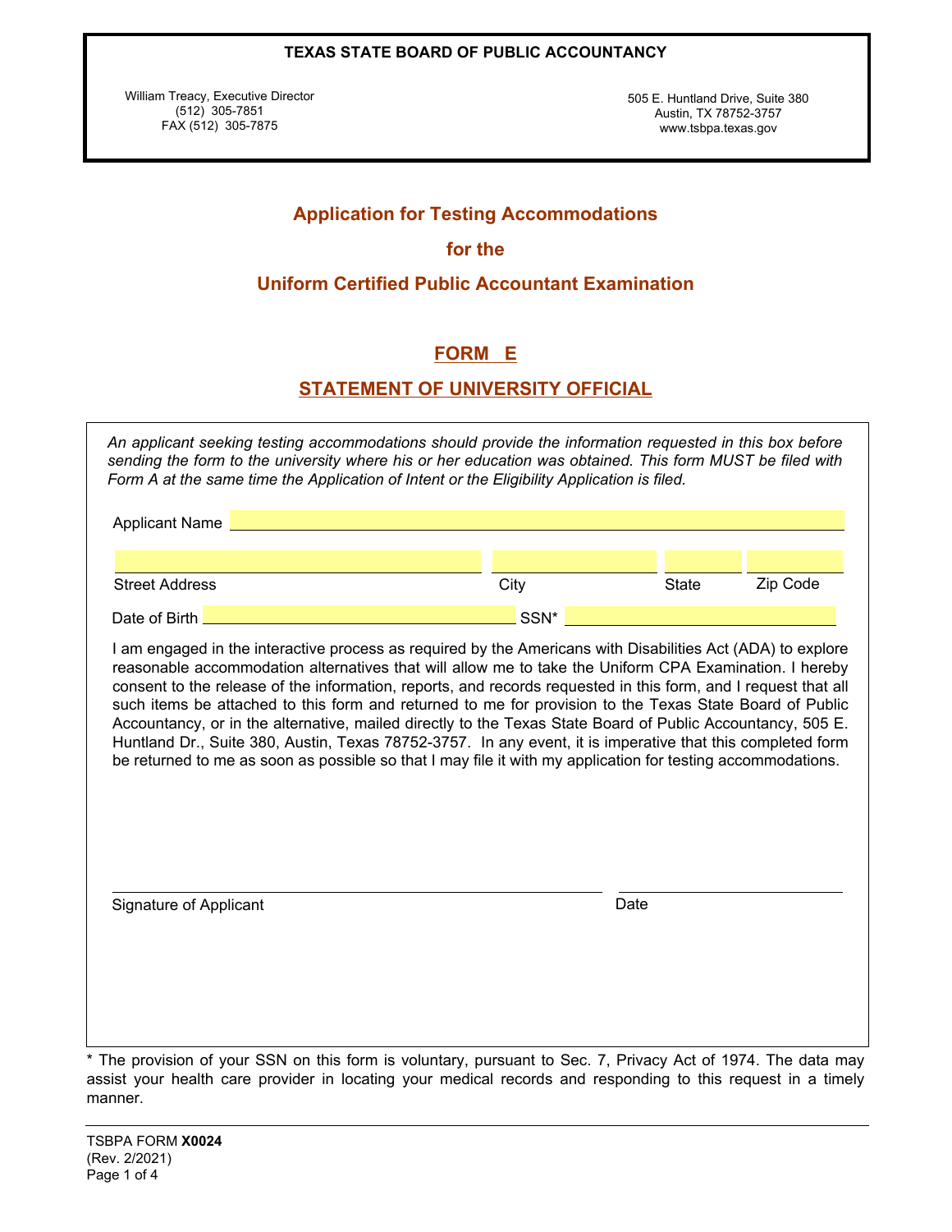**TEXAS STATE BOARD OF PUBLIC ACCOUNTANCY**

William Treacy, Executive Director
(512) 305-7851
FAX (512) 305-7875

505 E. Huntland Drive, Suite 380
Austin, TX 78752-3757
www.tsbpa.texas.gov

# Application for Testing Accommodations for the Uniform Certified Public Accountant Examination

## FORM E

## STATEMENT OF UNIVERSITY OFFICIAL

*An applicant seeking testing accommodations should provide the information requested in this box before sending the form to the university where his or her education was obtained. This form MUST be filed with Form A at the same time the Application of Intent or the Eligibility Application is filed.*

Applicant Name ____________________

Street Address ____________________ City __________ State ______ Zip Code ______

Date of Birth ____________________ SSN* ____________________

I am engaged in the interactive process as required by the Americans with Disabilities Act (ADA) to explore reasonable accommodation alternatives that will allow me to take the Uniform CPA Examination. I hereby consent to the release of the information, reports, and records requested in this form, and I request that all such items be attached to this form and returned to me for provision to the Texas State Board of Public Accountancy, or in the alternative, mailed directly to the Texas State Board of Public Accountancy, 505 E. Huntland Dr., Suite 380, Austin, Texas 78752-3757. In any event, it is imperative that this completed form be returned to me as soon as possible so that I may file it with my application for testing accommodations.

____________________________________ ____________________

Signature of Applicant Date

* The provision of your SSN on this form is voluntary, pursuant to Sec. 7, Privacy Act of 1974. The data may assist your health care provider in locating your medical records and responding to this request in a timely manner.

TSBPA FORM **X0024**
(Rev. 2/2021)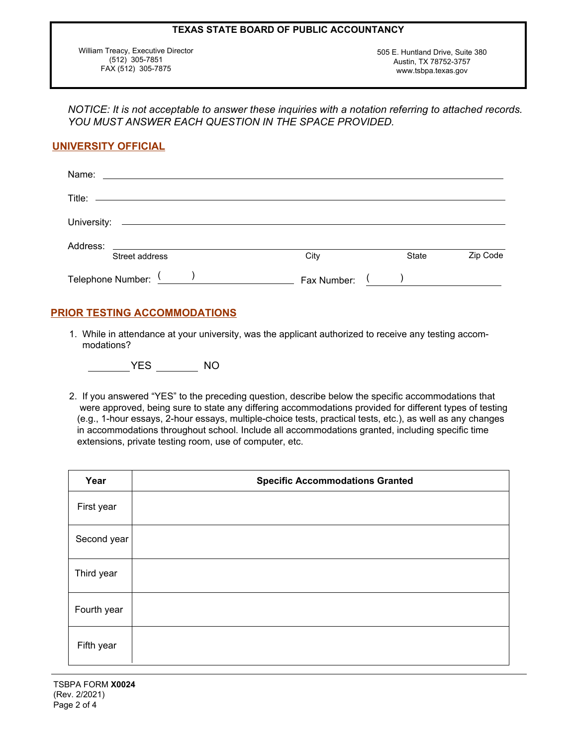**TEXAS STATE BOARD OF PUBLIC ACCOUNTANCY**

William Treacy, Executive Director
(512) 305-7851
FAX (512) 305-7875

505 E. Huntland Drive, Suite 380
Austin, TX 78752-3757
www.tsbpa.texas.gov

*NOTICE: It is not acceptable to answer these inquiries with a notation referring to attached records. YOU MUST ANSWER EACH QUESTION IN THE SPACE PROVIDED.*

## UNIVERSITY OFFICIAL

Name: ______________________________________________

Title: ______________________________________________

University: ______________________________________________

Address: ______________________________________________
Street address City State Zip Code

Telephone Number: (      ) ____________________ Fax Number: (      ) ____________________

## PRIOR TESTING ACCOMMODATIONS

1. While in attendance at your university, was the applicant authorized to receive any testing accommodations?

   ________YES ________ NO

2. If you answered "YES" to the preceding question, describe below the specific accommodations that were approved, being sure to state any differing accommodations provided for different types of testing (e.g., 1-hour essays, 2-hour essays, multiple-choice tests, practical tests, etc.), as well as any changes in accommodations throughout school. Include all accommodations granted, including specific time extensions, private testing room, use of computer, etc.

| Year | Specific Accommodations Granted |
|---|---|
| First year | |
| Second year | |
| Third year | |
| Fourth year | |
| Fifth year | |

TSBPA FORM **X0024**
(Rev. 2/2021)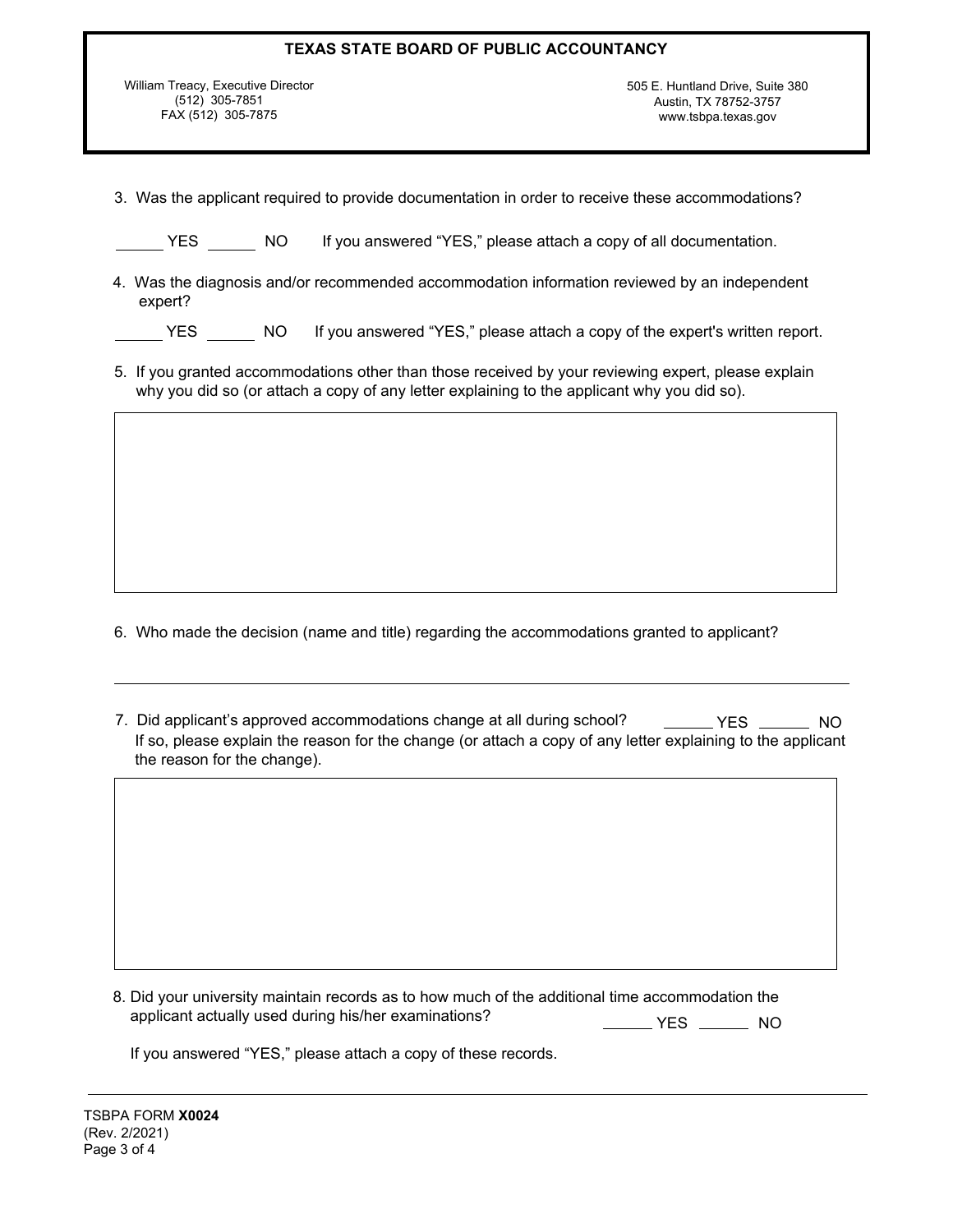**TEXAS STATE BOARD OF PUBLIC ACCOUNTANCY**

William Treacy, Executive Director
(512) 305-7851
FAX (512) 305-7875

505 E. Huntland Drive, Suite 380
Austin, TX 78752-3757
www.tsbpa.texas.gov

3. Was the applicant required to provide documentation in order to receive these accommodations?

______ YES ______ NO If you answered "YES," please attach a copy of all documentation.

4. Was the diagnosis and/or recommended accommodation information reviewed by an independent expert?

______ YES ______ NO If you answered "YES," please attach a copy of the expert's written report.

5. If you granted accommodations other than those received by your reviewing expert, please explain why you did so (or attach a copy of any letter explaining to the applicant why you did so).

6. Who made the decision (name and title) regarding the accommodations granted to applicant?

______________________________________________________________________

7. Did applicant's approved accommodations change at all during school? ______ YES ______ NO
If so, please explain the reason for the change (or attach a copy of any letter explaining to the applicant the reason for the change).

8. Did your university maintain records as to how much of the additional time accommodation the applicant actually used during his/her examinations? ______ YES ______ NO

If you answered "YES," please attach a copy of these records.

TSBPA FORM **X0024**
(Rev. 2/2021)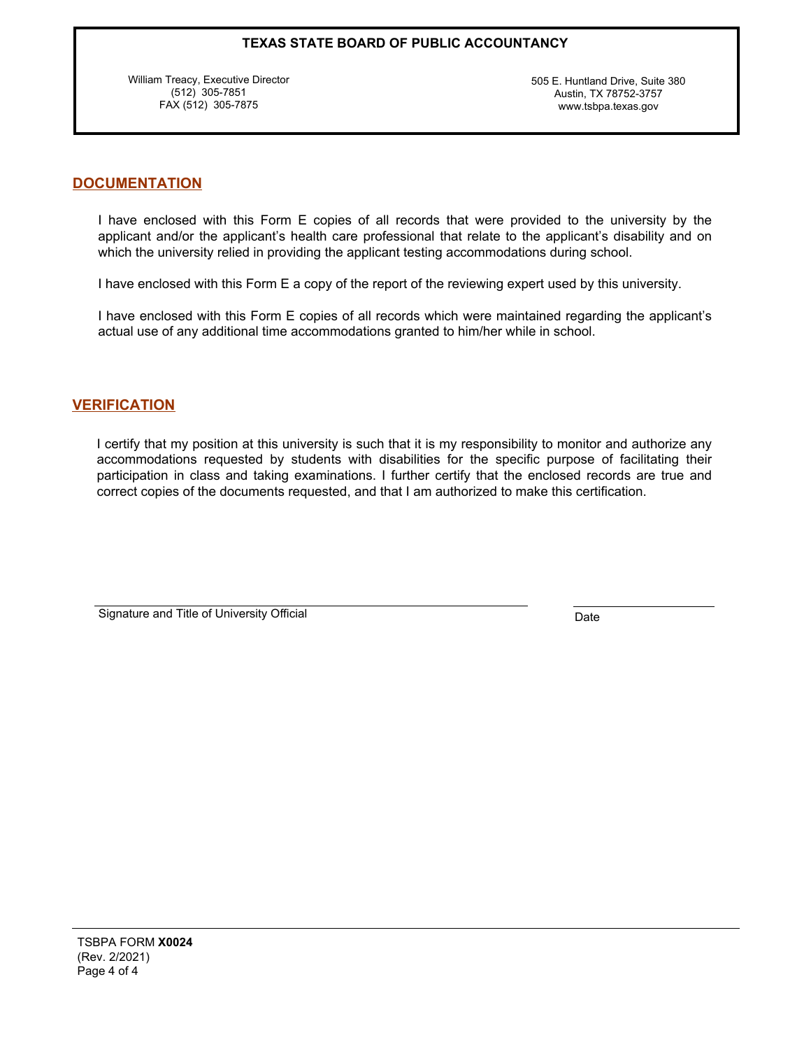**TEXAS STATE BOARD OF PUBLIC ACCOUNTANCY**

William Treacy, Executive Director
(512) 305-7851
FAX (512) 305-7875

505 E. Huntland Drive, Suite 380
Austin, TX 78752-3757
www.tsbpa.texas.gov

## DOCUMENTATION

I have enclosed with this Form E copies of all records that were provided to the university by the applicant and/or the applicant's health care professional that relate to the applicant's disability and on which the university relied in providing the applicant testing accommodations during school.

I have enclosed with this Form E a copy of the report of the reviewing expert used by this university.

I have enclosed with this Form E copies of all records which were maintained regarding the applicant's actual use of any additional time accommodations granted to him/her while in school.

## VERIFICATION

I certify that my position at this university is such that it is my responsibility to monitor and authorize any accommodations requested by students with disabilities for the specific purpose of facilitating their participation in class and taking examinations. I further certify that the enclosed records are true and correct copies of the documents requested, and that I am authorized to make this certification.

\_\_\_\_\_\_\_\_\_\_\_\_\_\_\_\_\_\_\_\_\_\_\_\_\_\_\_\_\_\_\_\_\_\_\_\_\_\_\_\_
Signature and Title of University Official

\_\_\_\_\_\_\_\_\_\_\_\_\_\_\_\_\_\_\_\_
Date

TSBPA FORM **X0024**
(Rev. 2/2021)